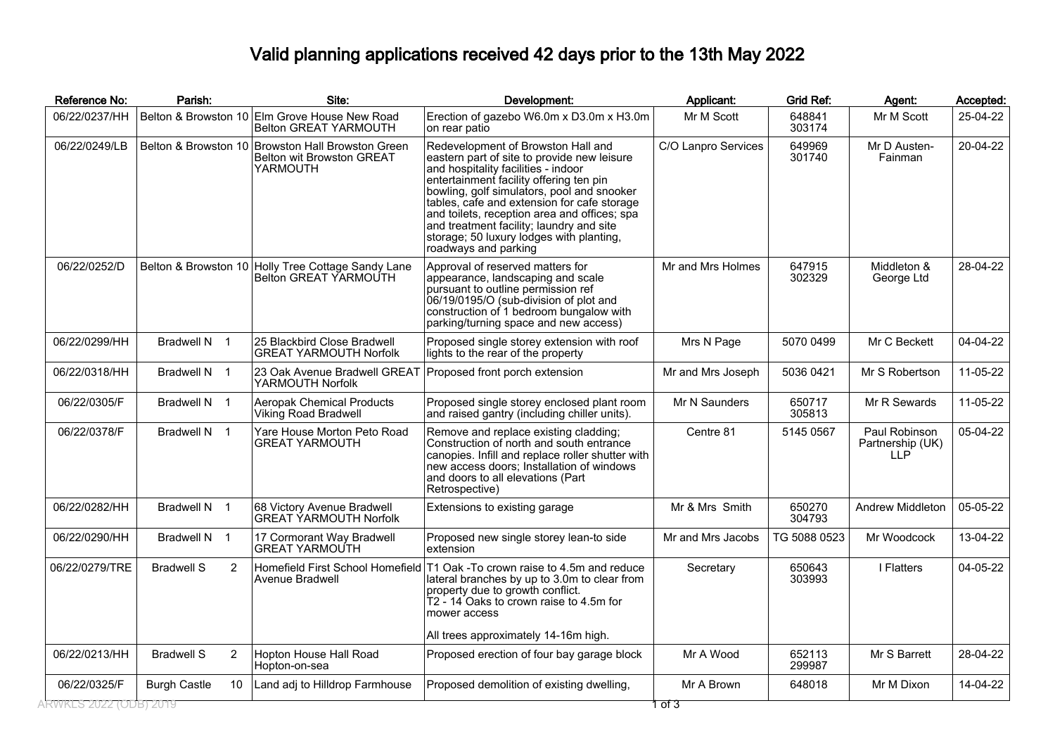# Valid planning applications received 42 days prior to the 13th May 2022

| Reference No: | Parish: | Site: | Development: | Applicant: | Grid Ref: | Agent: | Accepted: |
|---|---|---|---|---|---|---|---|
| 06/22/0237/HH | Belton & Browston 10 | Elm Grove House New Road Belton GREAT YARMOUTH | Erection of gazebo W6.0m x D3.0m x H3.0m on rear patio | Mr M Scott | 648841 303174 | Mr M Scott | 25-04-22 |
| 06/22/0249/LB | Belton & Browston 10 | Browston Hall Browston Green Belton wit Browston GREAT YARMOUTH | Redevelopment of Browston Hall and eastern part of site to provide new leisure and hospitality facilities - indoor entertainment facility offering ten pin bowling, golf simulators, pool and snooker tables, cafe and extension for cafe storage and toilets, reception area and offices; spa and treatment facility; laundry and site storage; 50 luxury lodges with planting, roadways and parking | C/O Lanpro Services | 649969 301740 | Mr D Austen-Fainman | 20-04-22 |
| 06/22/0252/D | Belton & Browston 10 | Holly Tree Cottage Sandy Lane Belton GREAT YARMOUTH | Approval of reserved matters for appearance, landscaping and scale pursuant to outline permission ref 06/19/0195/O (sub-division of plot and construction of 1 bedroom bungalow with parking/turning space and new access) | Mr and Mrs Holmes | 647915 302329 | Middleton & George Ltd | 28-04-22 |
| 06/22/0299/HH | Bradwell N 1 | 25 Blackbird Close Bradwell GREAT YARMOUTH Norfolk | Proposed single storey extension with roof lights to the rear of the property | Mrs N Page | 5070 0499 | Mr C Beckett | 04-04-22 |
| 06/22/0318/HH | Bradwell N 1 | 23 Oak Avenue Bradwell GREAT YARMOUTH Norfolk | Proposed front porch extension | Mr and Mrs Joseph | 5036 0421 | Mr S Robertson | 11-05-22 |
| 06/22/0305/F | Bradwell N 1 | Aeropak Chemical Products Viking Road Bradwell | Proposed single storey enclosed plant room and raised gantry (including chiller units). | Mr N Saunders | 650717 305813 | Mr R Sewards | 11-05-22 |
| 06/22/0378/F | Bradwell N 1 | Yare House Morton Peto Road GREAT YARMOUTH | Remove and replace existing cladding; Construction of north and south entrance canopies. Infill and replace roller shutter with new access doors; Installation of windows and doors to all elevations (Part Retrospective) | Centre 81 | 5145 0567 | Paul Robinson Partnership (UK) LLP | 05-04-22 |
| 06/22/0282/HH | Bradwell N 1 | 68 Victory Avenue Bradwell GREAT YARMOUTH Norfolk | Extensions to existing garage | Mr & Mrs Smith | 650270 304793 | Andrew Middleton | 05-05-22 |
| 06/22/0290/HH | Bradwell N 1 | 17 Cormorant Way Bradwell GREAT YARMOUTH | Proposed new single storey lean-to side extension | Mr and Mrs Jacobs | TG 5088 0523 | Mr Woodcock | 13-04-22 |
| 06/22/0279/TRE | Bradwell S 2 | Homefield First School Homefield Avenue Bradwell | T1 Oak -To crown raise to 4.5m and reduce lateral branches by up to 3.0m to clear from property due to growth conflict.<br>T2 - 14 Oaks to crown raise to 4.5m for mower access<br><br>All trees approximately 14-16m high. | Secretary | 650643 303993 | I Flatters | 04-05-22 |
| 06/22/0213/HH | Bradwell S 2 | Hopton House Hall Road Hopton-on-sea | Proposed erection of four bay garage block | Mr A Wood | 652113 299987 | Mr S Barrett | 28-04-22 |
| 06/22/0325/F | Burgh Castle 10 | Land adj to Hilldrop Farmhouse | Proposed demolition of existing dwelling, | Mr A Brown | 648018 | Mr M Dixon | 14-04-22 |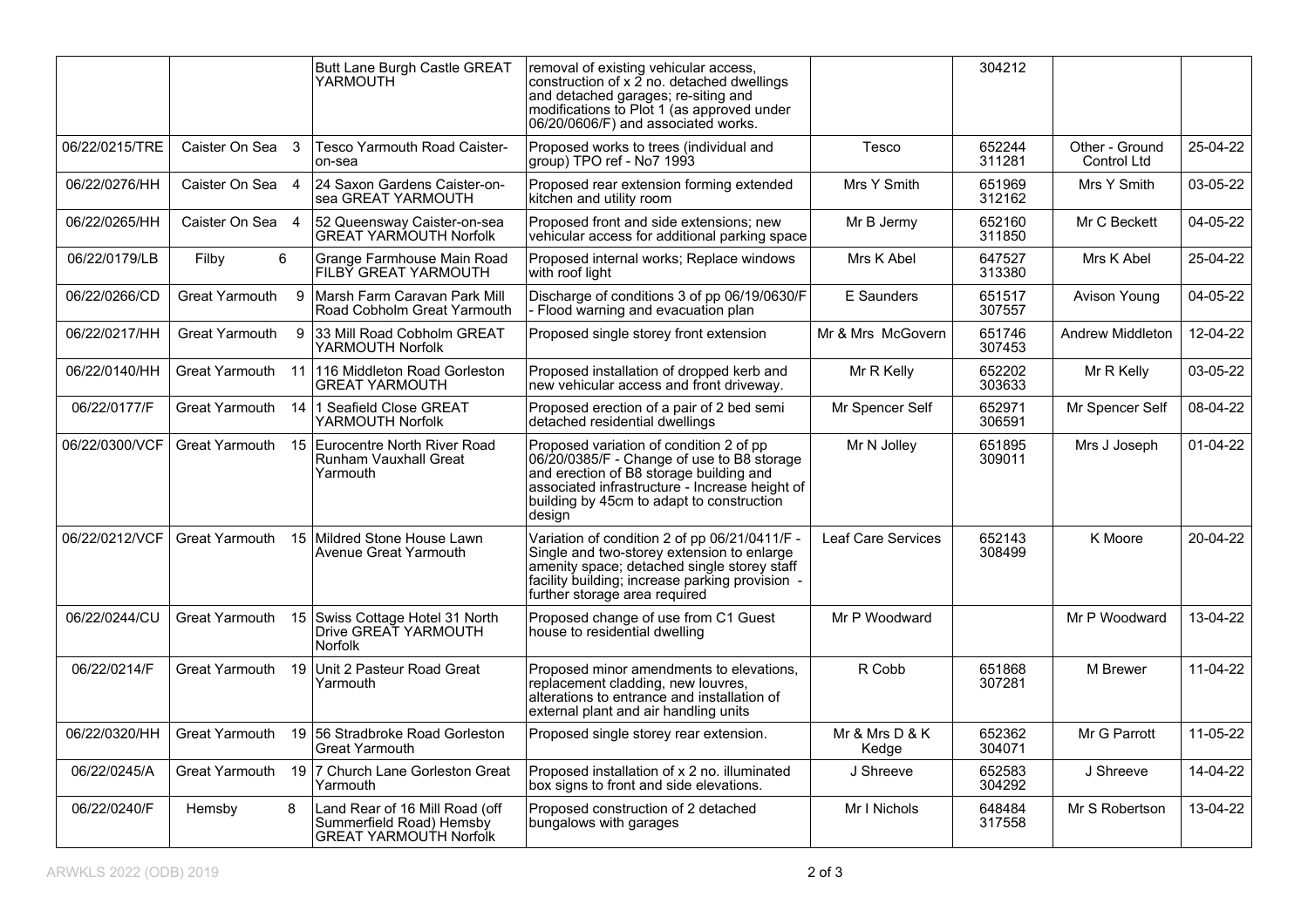| | | | | | | | |
|---|---|---|---|---|---|---|---|
| | | Butt Lane Burgh Castle GREAT YARMOUTH | removal of existing vehicular access, construction of x 2 no. detached dwellings and detached garages; re-siting and modifications to Plot 1 (as approved under 06/20/0606/F) and associated works. | | 304212 | | |
| 06/22/0215/TRE | Caister On Sea 3 | Tesco Yarmouth Road Caister-on-sea | Proposed works to trees (individual and group) TPO ref - No7 1993 | Tesco | 652244 311281 | Other - Ground Control Ltd | 25-04-22 |
| 06/22/0276/HH | Caister On Sea 4 | 24 Saxon Gardens Caister-on-sea GREAT YARMOUTH | Proposed rear extension forming extended kitchen and utility room | Mrs Y Smith | 651969 312162 | Mrs Y Smith | 03-05-22 |
| 06/22/0265/HH | Caister On Sea 4 | 52 Queensway Caister-on-sea GREAT YARMOUTH Norfolk | Proposed front and side extensions; new vehicular access for additional parking space | Mr B Jermy | 652160 311850 | Mr C Beckett | 04-05-22 |
| 06/22/0179/LB | Filby 6 | Grange Farmhouse Main Road FILBY GREAT YARMOUTH | Proposed internal works; Replace windows with roof light | Mrs K Abel | 647527 313380 | Mrs K Abel | 25-04-22 |
| 06/22/0266/CD | Great Yarmouth 9 | Marsh Farm Caravan Park Mill Road Cobholm Great Yarmouth | Discharge of conditions 3 of pp 06/19/0630/F - Flood warning and evacuation plan | E Saunders | 651517 307557 | Avison Young | 04-05-22 |
| 06/22/0217/HH | Great Yarmouth 9 | 33 Mill Road Cobholm GREAT YARMOUTH Norfolk | Proposed single storey front extension | Mr & Mrs McGovern | 651746 307453 | Andrew Middleton | 12-04-22 |
| 06/22/0140/HH | Great Yarmouth 11 | 116 Middleton Road Gorleston GREAT YARMOUTH | Proposed installation of dropped kerb and new vehicular access and front driveway. | Mr R Kelly | 652202 303633 | Mr R Kelly | 03-05-22 |
| 06/22/0177/F | Great Yarmouth 14 | 1 Seafield Close GREAT YARMOUTH Norfolk | Proposed erection of a pair of 2 bed semi detached residential dwellings | Mr Spencer Self | 652971 306591 | Mr Spencer Self | 08-04-22 |
| 06/22/0300/VCF | Great Yarmouth 15 | Eurocentre North River Road Runham Vauxhall Great Yarmouth | Proposed variation of condition 2 of pp 06/20/0385/F - Change of use to B8 storage and erection of B8 storage building and associated infrastructure - Increase height of building by 45cm to adapt to construction design | Mr N Jolley | 651895 309011 | Mrs J Joseph | 01-04-22 |
| 06/22/0212/VCF | Great Yarmouth 15 | Mildred Stone House Lawn Avenue Great Yarmouth | Variation of condition 2 of pp 06/21/0411/F - Single and two-storey extension to enlarge amenity space; detached single storey staff facility building; increase parking provision - further storage area required | Leaf Care Services | 652143 308499 | K Moore | 20-04-22 |
| 06/22/0244/CU | Great Yarmouth 15 | Swiss Cottage Hotel 31 North Drive GREAT YARMOUTH Norfolk | Proposed change of use from C1 Guest house to residential dwelling | Mr P Woodward | | Mr P Woodward | 13-04-22 |
| 06/22/0214/F | Great Yarmouth 19 | Unit 2 Pasteur Road Great Yarmouth | Proposed minor amendments to elevations, replacement cladding, new louvres, alterations to entrance and installation of external plant and air handling units | R Cobb | 651868 307281 | M Brewer | 11-04-22 |
| 06/22/0320/HH | Great Yarmouth 19 | 56 Stradbroke Road Gorleston Great Yarmouth | Proposed single storey rear extension. | Mr & Mrs D & K Kedge | 652362 304071 | Mr G Parrott | 11-05-22 |
| 06/22/0245/A | Great Yarmouth 19 | 7 Church Lane Gorleston Great Yarmouth | Proposed installation of x 2 no. illuminated box signs to front and side elevations. | J Shreeve | 652583 304292 | J Shreeve | 14-04-22 |
| 06/22/0240/F | Hemsby 8 | Land Rear of 16 Mill Road (off Summerfield Road) Hemsby GREAT YARMOUTH Norfolk | Proposed construction of 2 detached bungalows with garages | Mr I Nichols | 648484 317558 | Mr S Robertson | 13-04-22 |

ARWKLS 2022 (ODB) 2019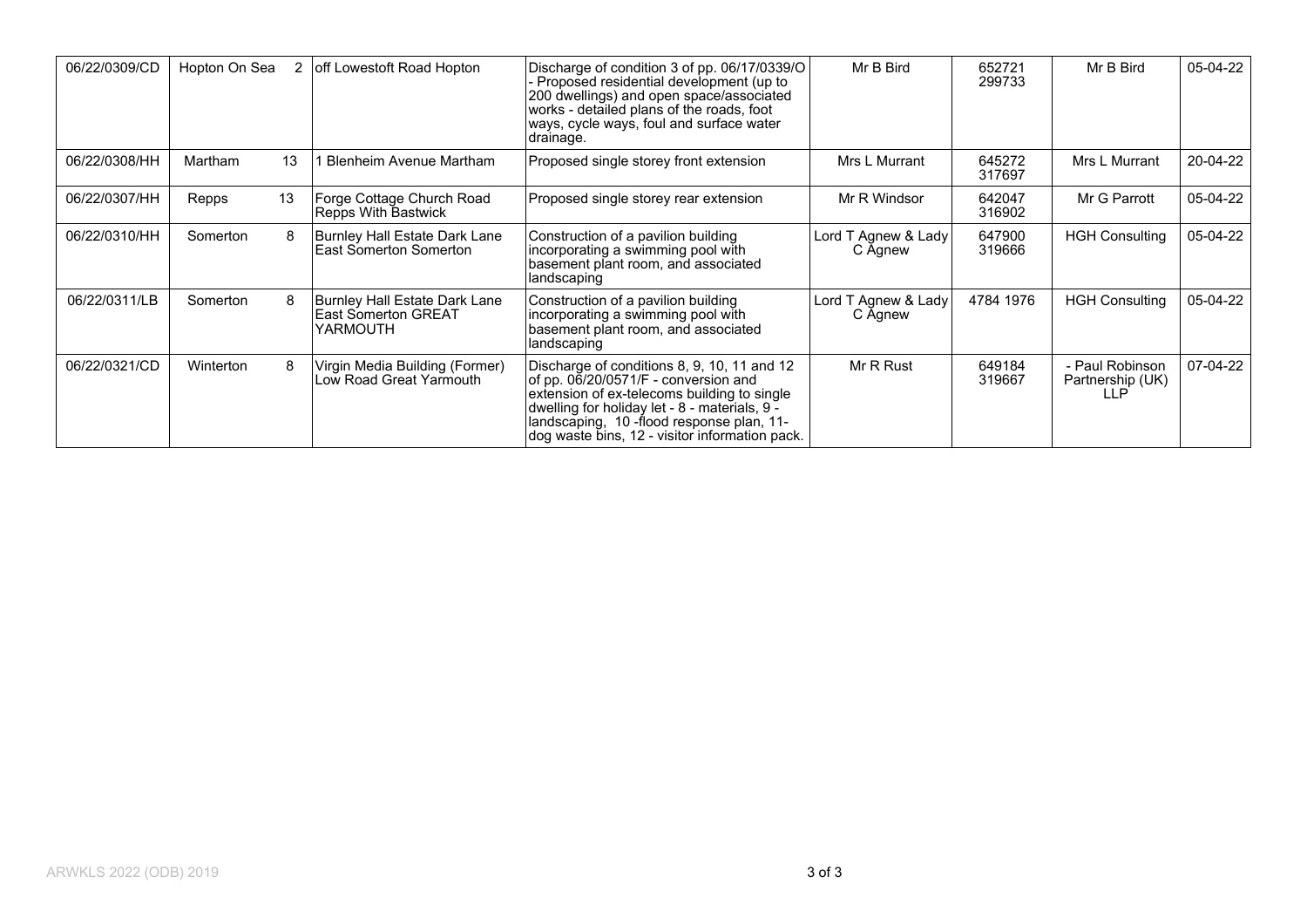| | | | | | | | | |
|---|---|---|---|---|---|---|---|---|
| 06/22/0309/CD | Hopton On Sea | 2 | off Lowestoft Road Hopton | Discharge of condition 3 of pp. 06/17/0339/O - Proposed residential development (up to 200 dwellings) and open space/associated works - detailed plans of the roads, foot ways, cycle ways, foul and surface water drainage. | Mr B Bird | 652721 299733 | Mr B Bird | 05-04-22 |
| 06/22/0308/HH | Martham | 13 | 1 Blenheim Avenue Martham | Proposed single storey front extension | Mrs L Murrant | 645272 317697 | Mrs L Murrant | 20-04-22 |
| 06/22/0307/HH | Repps | 13 | Forge Cottage Church Road Repps With Bastwick | Proposed single storey rear extension | Mr R Windsor | 642047 316902 | Mr G Parrott | 05-04-22 |
| 06/22/0310/HH | Somerton | 8 | Burnley Hall Estate Dark Lane East Somerton Somerton | Construction of a pavilion building incorporating a swimming pool with basement plant room, and associated landscaping | Lord T Agnew & Lady C Agnew | 647900 319666 | HGH Consulting | 05-04-22 |
| 06/22/0311/LB | Somerton | 8 | Burnley Hall Estate Dark Lane East Somerton GREAT YARMOUTH | Construction of a pavilion building incorporating a swimming pool with basement plant room, and associated landscaping | Lord T Agnew & Lady C Agnew | 4784 1976 | HGH Consulting | 05-04-22 |
| 06/22/0321/CD | Winterton | 8 | Virgin Media Building (Former) Low Road Great Yarmouth | Discharge of conditions 8, 9, 10, 11 and 12 of pp. 06/20/0571/F - conversion and extension of ex-telecoms building to single dwelling for holiday let - 8 - materials, 9 - landscaping, 10 -flood response plan, 11- dog waste bins, 12 - visitor information pack. | Mr R Rust | 649184 319667 | - Paul Robinson Partnership (UK) LLP | 07-04-22 |